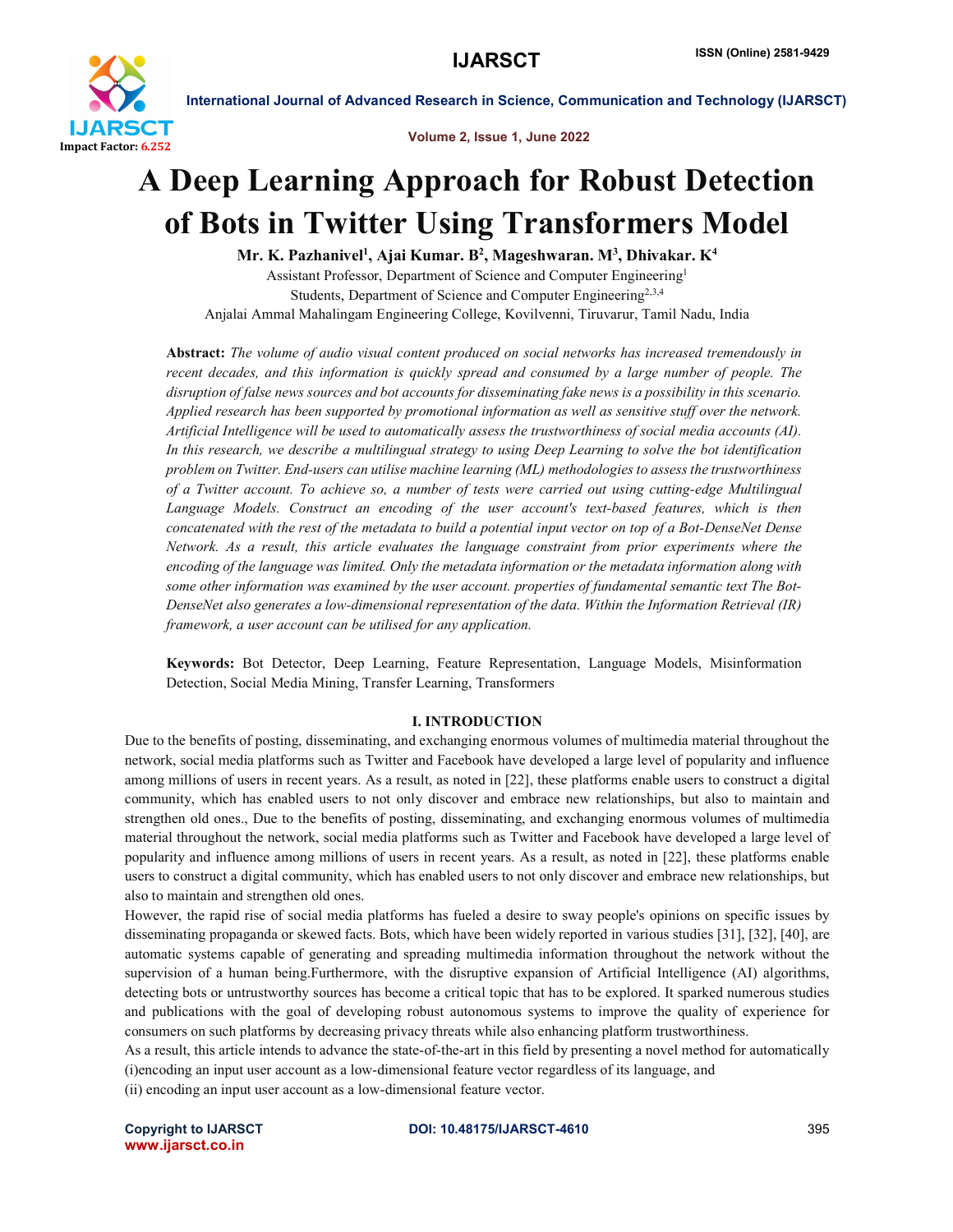# A Deep Learning Approach for Robust Detection of Bots in Twitter Using Transformers Model

**Mr. K. Pazhanivel[1], Ajai Kumar. B[2], Mageshwaran. M[3], Dhivakar. K[4]**

Assistant Professor, Department of Science and Computer Engineering[1]

Students, Department of Science and Computer Engineering[2,3,4]

Anjalai Ammal Mahalingam Engineering College, Kovilvenni, Tiruvarur, Tamil Nadu, India

**Abstract:** *The volume of audio visual content produced on social networks has increased tremendously in recent decades, and this information is quickly spread and consumed by a large number of people. The disruption of false news sources and bot accounts for disseminating fake news is a possibility in this scenario. Applied research has been supported by promotional information as well as sensitive stuff over the network. Artificial Intelligence will be used to automatically assess the trustworthiness of social media accounts (AI). In this research, we describe a multilingual strategy to using Deep Learning to solve the bot identification problem on Twitter. End-users can utilise machine learning (ML) methodologies to assess the trustworthiness of a Twitter account. To achieve so, a number of tests were carried out using cutting-edge Multilingual Language Models. Construct an encoding of the user account's text-based features, which is then concatenated with the rest of the metadata to build a potential input vector on top of a Bot-DenseNet Dense Network. As a result, this article evaluates the language constraint from prior experiments where the encoding of the language was limited. Only the metadata information or the metadata information along with some other information was examined by the user account. properties of fundamental semantic text The Bot-DenseNet also generates a low-dimensional representation of the data. Within the Information Retrieval (IR) framework, a user account can be utilised for any application.*

**Keywords:** Bot Detector, Deep Learning, Feature Representation, Language Models, Misinformation Detection, Social Media Mining, Transfer Learning, Transformers

## I. INTRODUCTION

Due to the benefits of posting, disseminating, and exchanging enormous volumes of multimedia material throughout the network, social media platforms such as Twitter and Facebook have developed a large level of popularity and influence among millions of users in recent years. As a result, as noted in [22], these platforms enable users to construct a digital community, which has enabled users to not only discover and embrace new relationships, but also to maintain and strengthen old ones., Due to the benefits of posting, disseminating, and exchanging enormous volumes of multimedia material throughout the network, social media platforms such as Twitter and Facebook have developed a large level of popularity and influence among millions of users in recent years. As a result, as noted in [22], these platforms enable users to construct a digital community, which has enabled users to not only discover and embrace new relationships, but also to maintain and strengthen old ones.

However, the rapid rise of social media platforms has fueled a desire to sway people's opinions on specific issues by disseminating propaganda or skewed facts. Bots, which have been widely reported in various studies [31], [32], [40], are automatic systems capable of generating and spreading multimedia information throughout the network without the supervision of a human being.Furthermore, with the disruptive expansion of Artificial Intelligence (AI) algorithms, detecting bots or untrustworthy sources has become a critical topic that has to be explored. It sparked numerous studies and publications with the goal of developing robust autonomous systems to improve the quality of experience for consumers on such platforms by decreasing privacy threats while also enhancing platform trustworthiness.

As a result, this article intends to advance the state-of-the-art in this field by presenting a novel method for automatically (i)encoding an input user account as a low-dimensional feature vector regardless of its language, and (ii) encoding an input user account as a low-dimensional feature vector.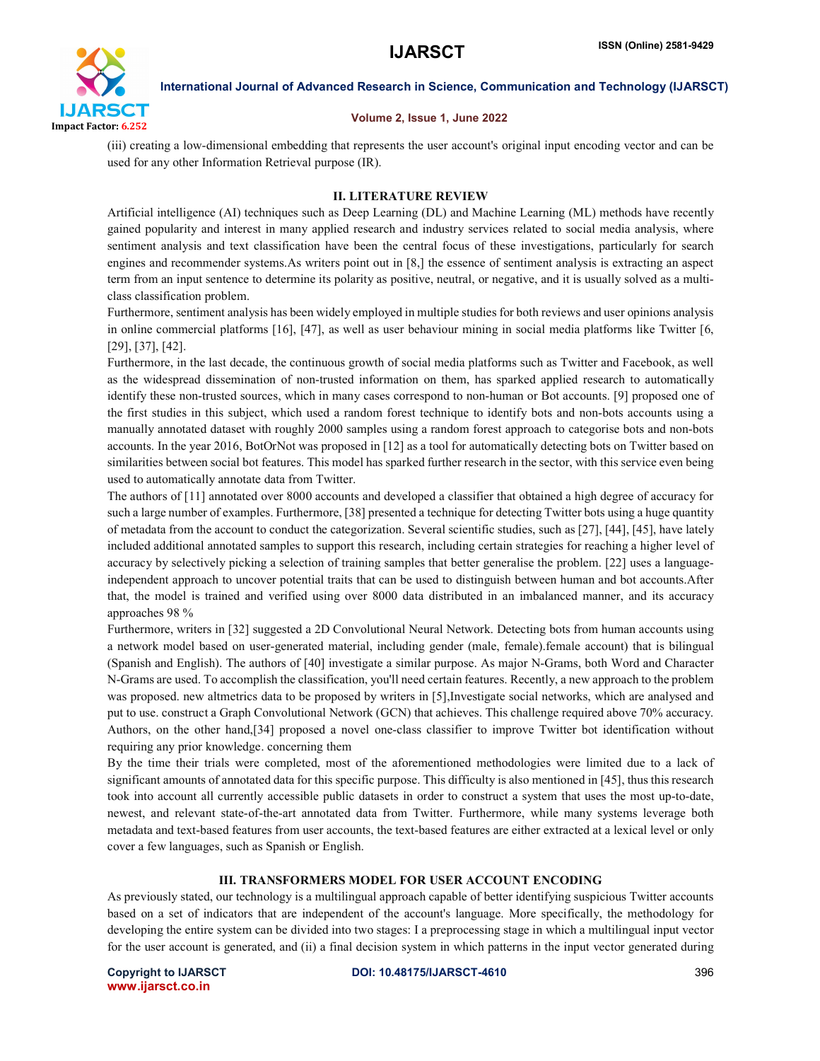(iii) creating a low-dimensional embedding that represents the user account's original input encoding vector and can be used for any other Information Retrieval purpose (IR).

## II. LITERATURE REVIEW

Artificial intelligence (AI) techniques such as Deep Learning (DL) and Machine Learning (ML) methods have recently gained popularity and interest in many applied research and industry services related to social media analysis, where sentiment analysis and text classification have been the central focus of these investigations, particularly for search engines and recommender systems.As writers point out in [8,] the essence of sentiment analysis is extracting an aspect term from an input sentence to determine its polarity as positive, neutral, or negative, and it is usually solved as a multi-class classification problem.

Furthermore, sentiment analysis has been widely employed in multiple studies for both reviews and user opinions analysis in online commercial platforms [16], [47], as well as user behaviour mining in social media platforms like Twitter [6, [29], [37], [42].

Furthermore, in the last decade, the continuous growth of social media platforms such as Twitter and Facebook, as well as the widespread dissemination of non-trusted information on them, has sparked applied research to automatically identify these non-trusted sources, which in many cases correspond to non-human or Bot accounts. [9] proposed one of the first studies in this subject, which used a random forest technique to identify bots and non-bots accounts using a manually annotated dataset with roughly 2000 samples using a random forest approach to categorise bots and non-bots accounts. In the year 2016, BotOrNot was proposed in [12] as a tool for automatically detecting bots on Twitter based on similarities between social bot features. This model has sparked further research in the sector, with this service even being used to automatically annotate data from Twitter.

The authors of [11] annotated over 8000 accounts and developed a classifier that obtained a high degree of accuracy for such a large number of examples. Furthermore, [38] presented a technique for detecting Twitter bots using a huge quantity of metadata from the account to conduct the categorization. Several scientific studies, such as [27], [44], [45], have lately included additional annotated samples to support this research, including certain strategies for reaching a higher level of accuracy by selectively picking a selection of training samples that better generalise the problem. [22] uses a language-independent approach to uncover potential traits that can be used to distinguish between human and bot accounts.After that, the model is trained and verified using over 8000 data distributed in an imbalanced manner, and its accuracy approaches 98 %

Furthermore, writers in [32] suggested a 2D Convolutional Neural Network. Detecting bots from human accounts using a network model based on user-generated material, including gender (male, female).female account) that is bilingual (Spanish and English). The authors of [40] investigate a similar purpose. As major N-Grams, both Word and Character N-Grams are used. To accomplish the classification, you'll need certain features. Recently, a new approach to the problem was proposed. new altmetrics data to be proposed by writers in [5],Investigate social networks, which are analysed and put to use. construct a Graph Convolutional Network (GCN) that achieves. This challenge required above 70% accuracy. Authors, on the other hand,[34] proposed a novel one-class classifier to improve Twitter bot identification without requiring any prior knowledge. concerning them

By the time their trials were completed, most of the aforementioned methodologies were limited due to a lack of significant amounts of annotated data for this specific purpose. This difficulty is also mentioned in [45], thus this research took into account all currently accessible public datasets in order to construct a system that uses the most up-to-date, newest, and relevant state-of-the-art annotated data from Twitter. Furthermore, while many systems leverage both metadata and text-based features from user accounts, the text-based features are either extracted at a lexical level or only cover a few languages, such as Spanish or English.

## III. TRANSFORMERS MODEL FOR USER ACCOUNT ENCODING

As previously stated, our technology is a multilingual approach capable of better identifying suspicious Twitter accounts based on a set of indicators that are independent of the account's language. More specifically, the methodology for developing the entire system can be divided into two stages: I a preprocessing stage in which a multilingual input vector for the user account is generated, and (ii) a final decision system in which patterns in the input vector generated during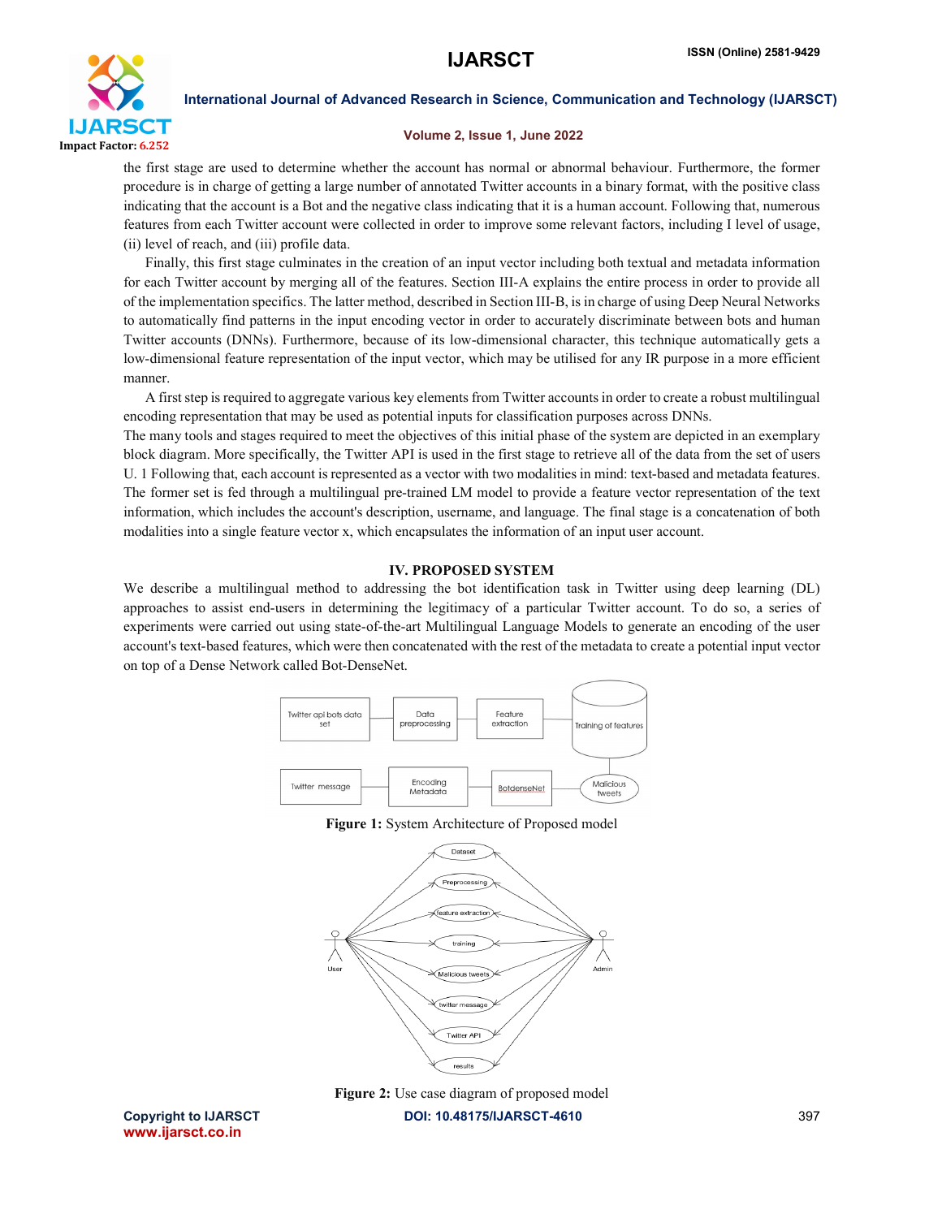the first stage are used to determine whether the account has normal or abnormal behaviour. Furthermore, the former procedure is in charge of getting a large number of annotated Twitter accounts in a binary format, with the positive class indicating that the account is a Bot and the negative class indicating that it is a human account. Following that, numerous features from each Twitter account were collected in order to improve some relevant factors, including I level of usage, (ii) level of reach, and (iii) profile data.

Finally, this first stage culminates in the creation of an input vector including both textual and metadata information for each Twitter account by merging all of the features. Section III-A explains the entire process in order to provide all of the implementation specifics. The latter method, described in Section III-B, is in charge of using Deep Neural Networks to automatically find patterns in the input encoding vector in order to accurately discriminate between bots and human Twitter accounts (DNNs). Furthermore, because of its low-dimensional character, this technique automatically gets a low-dimensional feature representation of the input vector, which may be utilised for any IR purpose in a more efficient manner.

A first step is required to aggregate various key elements from Twitter accounts in order to create a robust multilingual encoding representation that may be used as potential inputs for classification purposes across DNNs.

The many tools and stages required to meet the objectives of this initial phase of the system are depicted in an exemplary block diagram. More specifically, the Twitter API is used in the first stage to retrieve all of the data from the set of users U. 1 Following that, each account is represented as a vector with two modalities in mind: text-based and metadata features. The former set is fed through a multilingual pre-trained LM model to provide a feature vector representation of the text information, which includes the account's description, username, and language. The final stage is a concatenation of both modalities into a single feature vector x, which encapsulates the information of an input user account.

## IV. PROPOSED SYSTEM

We describe a multilingual method to addressing the bot identification task in Twitter using deep learning (DL) approaches to assist end-users in determining the legitimacy of a particular Twitter account. To do so, a series of experiments were carried out using state-of-the-art Multilingual Language Models to generate an encoding of the user account's text-based features, which were then concatenated with the rest of the metadata to create a potential input vector on top of a Dense Network called Bot-DenseNet.

**Figure 1:** System Architecture of Proposed model

**Figure 2:** Use case diagram of proposed model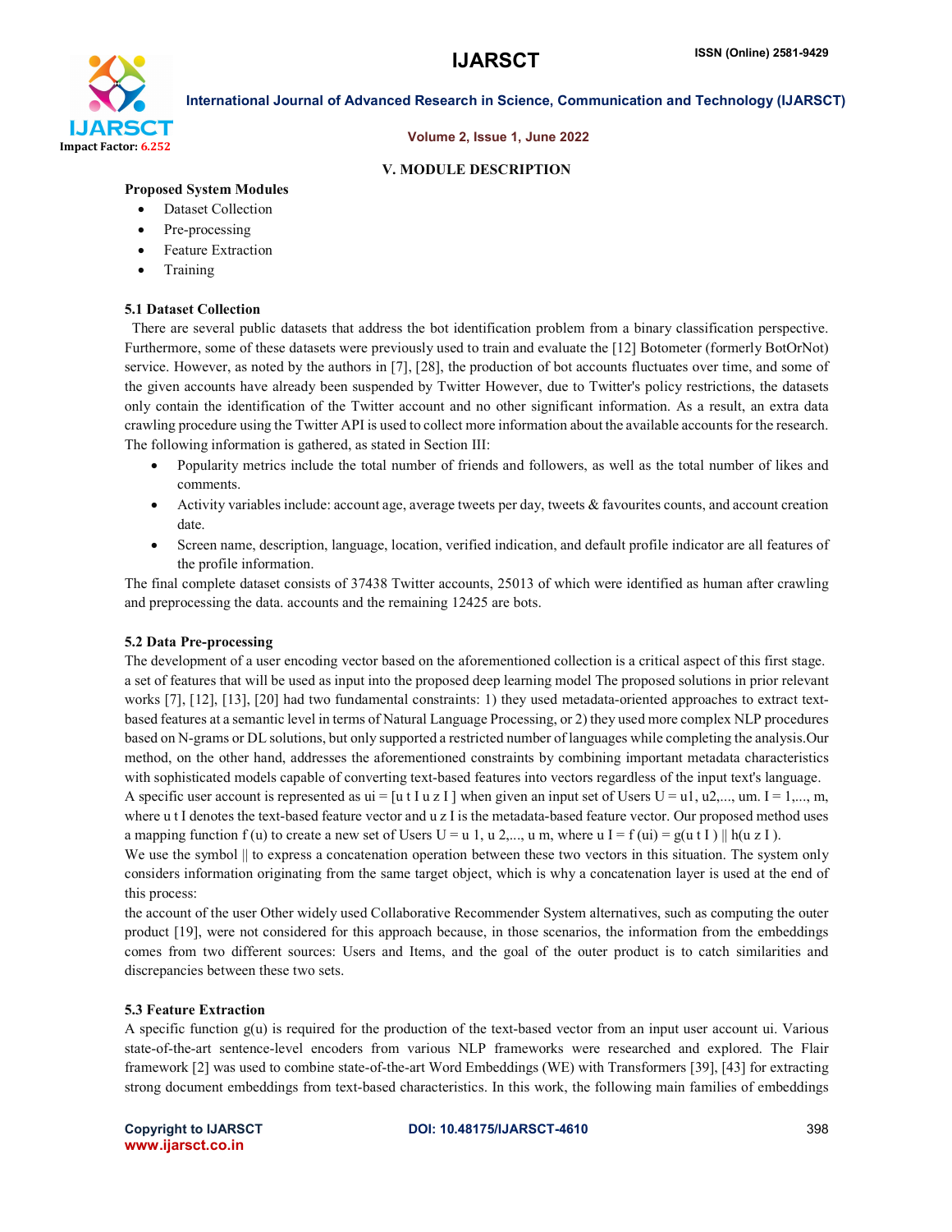## V. MODULE DESCRIPTION

**Proposed System Modules**

- Dataset Collection
- Pre-processing
- Feature Extraction
- Training

### 5.1 Dataset Collection

There are several public datasets that address the bot identification problem from a binary classification perspective. Furthermore, some of these datasets were previously used to train and evaluate the [12] Botometer (formerly BotOrNot) service. However, as noted by the authors in [7], [28], the production of bot accounts fluctuates over time, and some of the given accounts have already been suspended by Twitter However, due to Twitter's policy restrictions, the datasets only contain the identification of the Twitter account and no other significant information. As a result, an extra data crawling procedure using the Twitter API is used to collect more information about the available accounts for the research. The following information is gathered, as stated in Section III:

- Popularity metrics include the total number of friends and followers, as well as the total number of likes and comments.
- Activity variables include: account age, average tweets per day, tweets & favourites counts, and account creation date.
- Screen name, description, language, location, verified indication, and default profile indicator are all features of the profile information.

The final complete dataset consists of 37438 Twitter accounts, 25013 of which were identified as human after crawling and preprocessing the data. accounts and the remaining 12425 are bots.

### 5.2 Data Pre-processing

The development of a user encoding vector based on the aforementioned collection is a critical aspect of this first stage. a set of features that will be used as input into the proposed deep learning model The proposed solutions in prior relevant works [7], [12], [13], [20] had two fundamental constraints: 1) they used metadata-oriented approaches to extract text-based features at a semantic level in terms of Natural Language Processing, or 2) they used more complex NLP procedures based on N-grams or DL solutions, but only supported a restricted number of languages while completing the analysis.Our method, on the other hand, addresses the aforementioned constraints by combining important metadata characteristics with sophisticated models capable of converting text-based features into vectors regardless of the input text's language.

A specific user account is represented as $u_i = [u_{tI}\ u_{zI}]$ when given an input set of Users $U = u1, u2,..., um$. $I = 1,..., m$, where $u_{tI}$ denotes the text-based feature vector and $u_{zI}$ is the metadata-based feature vector. Our proposed method uses a mapping function $f(u)$ to create a new set of Users $U = u_1, u_2,..., u_m$, where $u_I = f(u_i) = g(u_{tI}) \| h(u_{zI})$.

We use the symbol || to express a concatenation operation between these two vectors in this situation. The system only considers information originating from the same target object, which is why a concatenation layer is used at the end of this process:

the account of the user Other widely used Collaborative Recommender System alternatives, such as computing the outer product [19], were not considered for this approach because, in those scenarios, the information from the embeddings comes from two different sources: Users and Items, and the goal of the outer product is to catch similarities and discrepancies between these two sets.

### 5.3 Feature Extraction

A specific function $g(u)$ is required for the production of the text-based vector from an input user account ui. Various state-of-the-art sentence-level encoders from various NLP frameworks were researched and explored. The Flair framework [2] was used to combine state-of-the-art Word Embeddings (WE) with Transformers [39], [43] for extracting strong document embeddings from text-based characteristics. In this work, the following main families of embeddings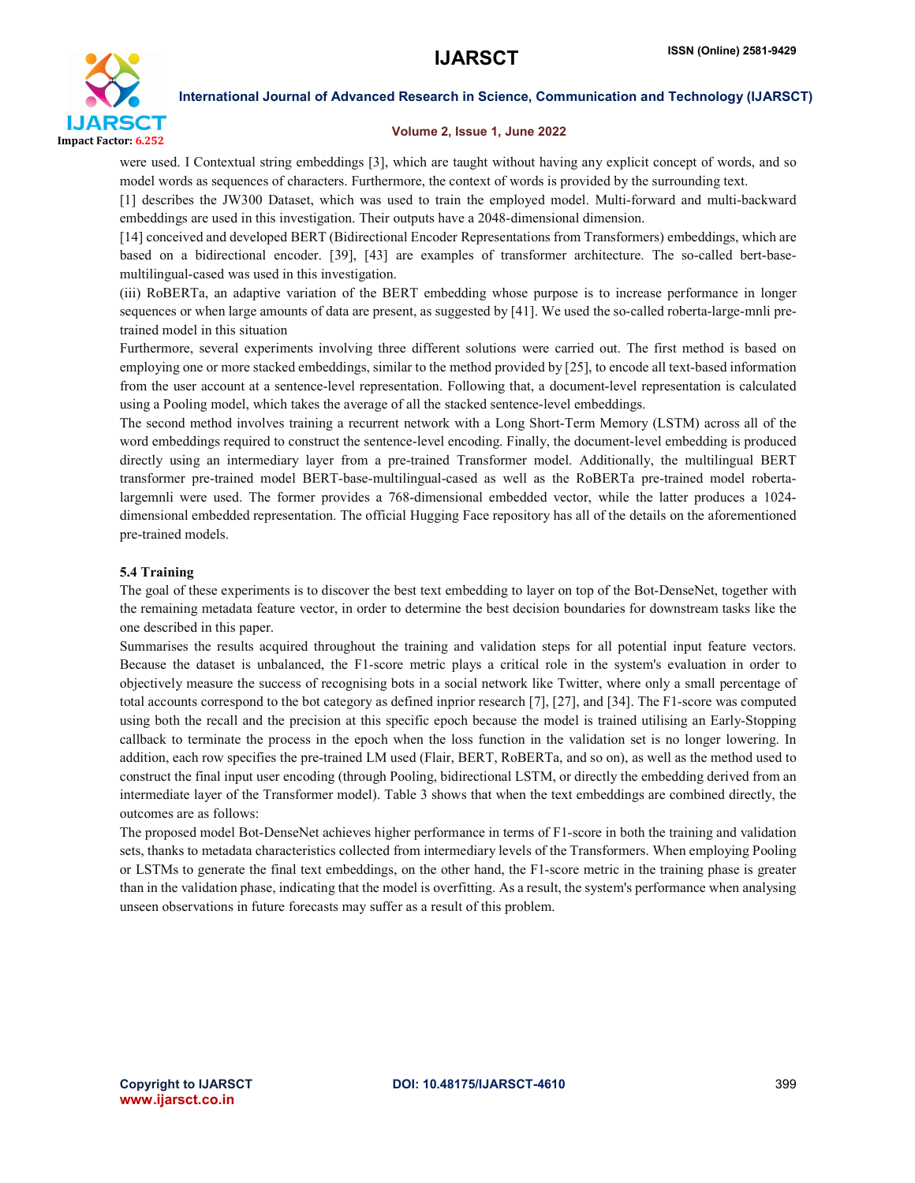were used. I Contextual string embeddings [3], which are taught without having any explicit concept of words, and so model words as sequences of characters. Furthermore, the context of words is provided by the surrounding text.

[1] describes the JW300 Dataset, which was used to train the employed model. Multi-forward and multi-backward embeddings are used in this investigation. Their outputs have a 2048-dimensional dimension.

[14] conceived and developed BERT (Bidirectional Encoder Representations from Transformers) embeddings, which are based on a bidirectional encoder. [39], [43] are examples of transformer architecture. The so-called bert-base-multilingual-cased was used in this investigation.

(iii) RoBERTa, an adaptive variation of the BERT embedding whose purpose is to increase performance in longer sequences or when large amounts of data are present, as suggested by [41]. We used the so-called roberta-large-mnli pre-trained model in this situation

Furthermore, several experiments involving three different solutions were carried out. The first method is based on employing one or more stacked embeddings, similar to the method provided by [25], to encode all text-based information from the user account at a sentence-level representation. Following that, a document-level representation is calculated using a Pooling model, which takes the average of all the stacked sentence-level embeddings.

The second method involves training a recurrent network with a Long Short-Term Memory (LSTM) across all of the word embeddings required to construct the sentence-level encoding. Finally, the document-level embedding is produced directly using an intermediary layer from a pre-trained Transformer model. Additionally, the multilingual BERT transformer pre-trained model BERT-base-multilingual-cased as well as the RoBERTa pre-trained model roberta-largemnli were used. The former provides a 768-dimensional embedded vector, while the latter produces a 1024-dimensional embedded representation. The official Hugging Face repository has all of the details on the aforementioned pre-trained models.

### 5.4 Training

The goal of these experiments is to discover the best text embedding to layer on top of the Bot-DenseNet, together with the remaining metadata feature vector, in order to determine the best decision boundaries for downstream tasks like the one described in this paper.

Summarises the results acquired throughout the training and validation steps for all potential input feature vectors. Because the dataset is unbalanced, the F1-score metric plays a critical role in the system's evaluation in order to objectively measure the success of recognising bots in a social network like Twitter, where only a small percentage of total accounts correspond to the bot category as defined inprior research [7], [27], and [34]. The F1-score was computed using both the recall and the precision at this specific epoch because the model is trained utilising an Early-Stopping callback to terminate the process in the epoch when the loss function in the validation set is no longer lowering. In addition, each row specifies the pre-trained LM used (Flair, BERT, RoBERTa, and so on), as well as the method used to construct the final input user encoding (through Pooling, bidirectional LSTM, or directly the embedding derived from an intermediate layer of the Transformer model). Table 3 shows that when the text embeddings are combined directly, the outcomes are as follows:

The proposed model Bot-DenseNet achieves higher performance in terms of F1-score in both the training and validation sets, thanks to metadata characteristics collected from intermediary levels of the Transformers. When employing Pooling or LSTMs to generate the final text embeddings, on the other hand, the F1-score metric in the training phase is greater than in the validation phase, indicating that the model is overfitting. As a result, the system's performance when analysing unseen observations in future forecasts may suffer as a result of this problem.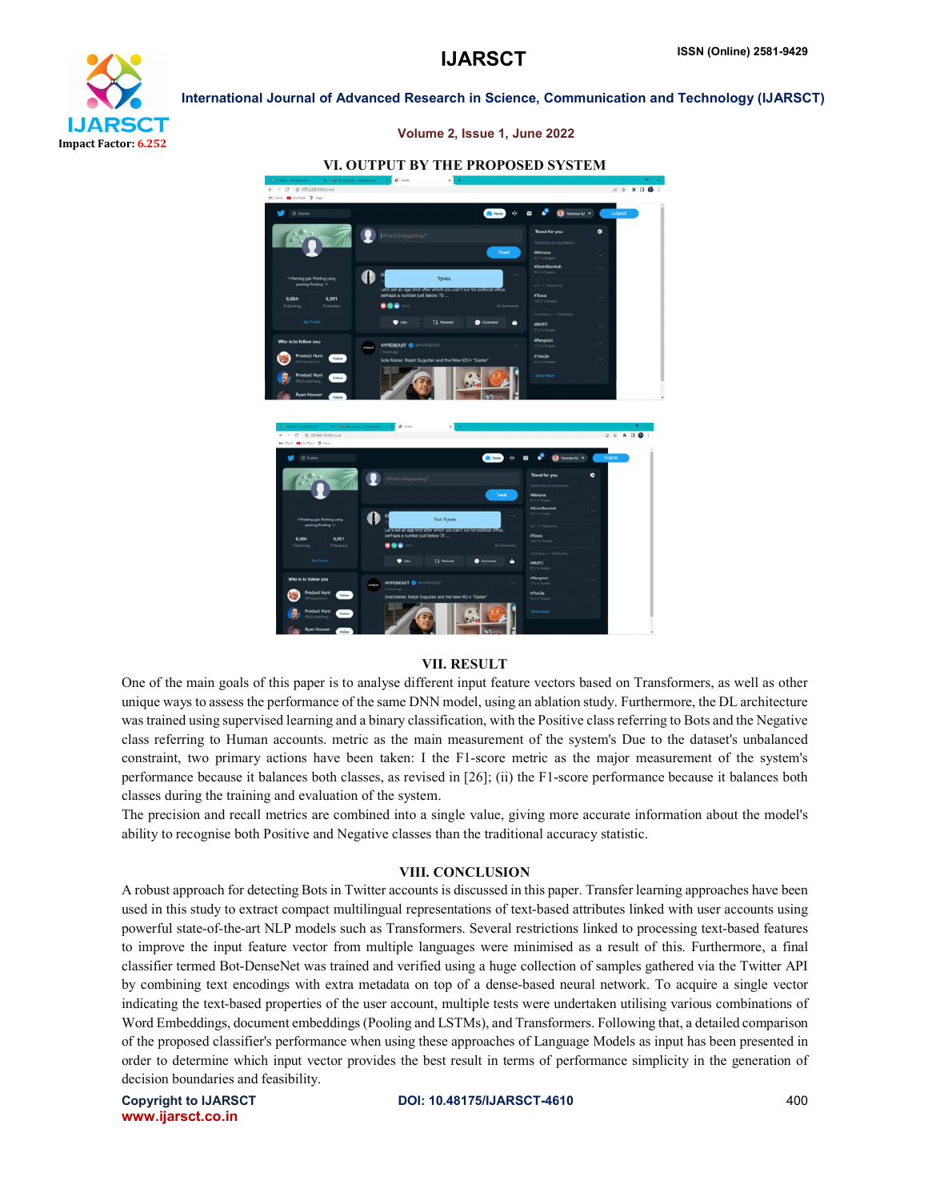## VI. OUTPUT BY THE PROPOSED SYSTEM

## VII. RESULT

One of the main goals of this paper is to analyse different input feature vectors based on Transformers, as well as other unique ways to assess the performance of the same DNN model, using an ablation study. Furthermore, the DL architecture was trained using supervised learning and a binary classification, with the Positive class referring to Bots and the Negative class referring to Human accounts. metric as the main measurement of the system's Due to the dataset's unbalanced constraint, two primary actions have been taken: I the F1-score metric as the major measurement of the system's performance because it balances both classes, as revised in [26]; (ii) the F1-score performance because it balances both classes during the training and evaluation of the system.

The precision and recall metrics are combined into a single value, giving more accurate information about the model's ability to recognise both Positive and Negative classes than the traditional accuracy statistic.

## VIII. CONCLUSION

A robust approach for detecting Bots in Twitter accounts is discussed in this paper. Transfer learning approaches have been used in this study to extract compact multilingual representations of text-based attributes linked with user accounts using powerful state-of-the-art NLP models such as Transformers. Several restrictions linked to processing text-based features to improve the input feature vector from multiple languages were minimised as a result of this. Furthermore, a final classifier termed Bot-DenseNet was trained and verified using a huge collection of samples gathered via the Twitter API by combining text encodings with extra metadata on top of a dense-based neural network. To acquire a single vector indicating the text-based properties of the user account, multiple tests were undertaken utilising various combinations of Word Embeddings, document embeddings (Pooling and LSTMs), and Transformers. Following that, a detailed comparison of the proposed classifier's performance when using these approaches of Language Models as input has been presented in order to determine which input vector provides the best result in terms of performance simplicity in the generation of decision boundaries and feasibility.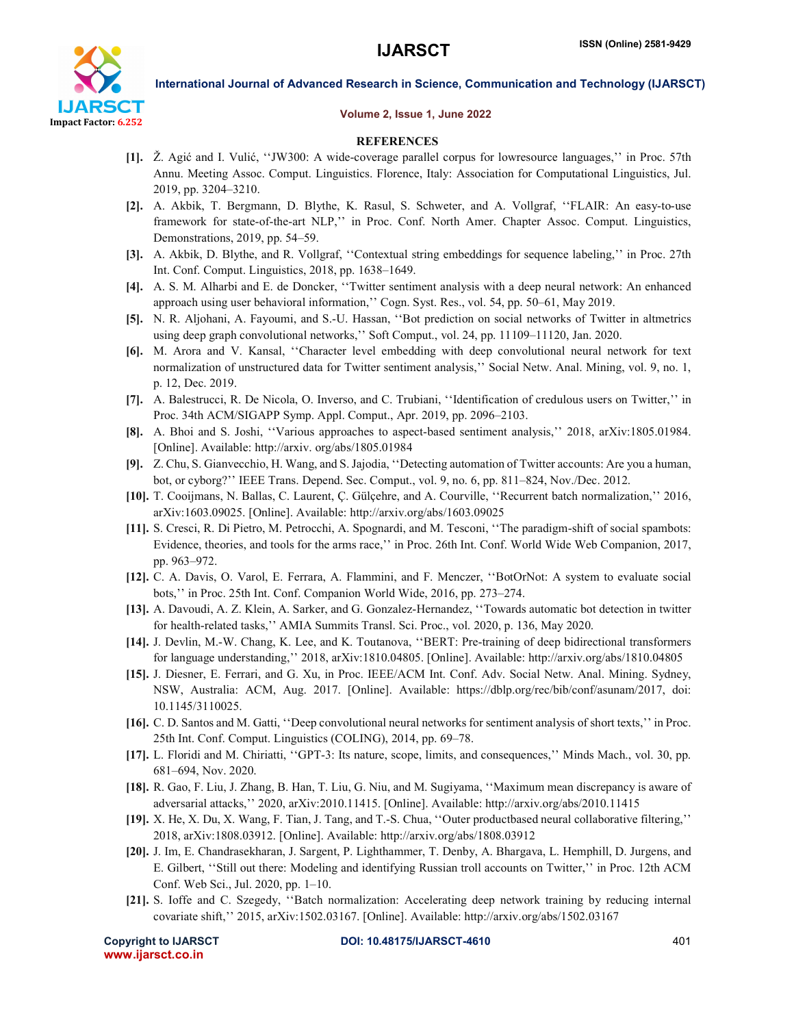## REFERENCES

**[1].** Ž. Agić and I. Vulić, ''JW300: A wide-coverage parallel corpus for lowresource languages,'' in Proc. 57th Annu. Meeting Assoc. Comput. Linguistics. Florence, Italy: Association for Computational Linguistics, Jul. 2019, pp. 3204–3210.

**[2].** A. Akbik, T. Bergmann, D. Blythe, K. Rasul, S. Schweter, and A. Vollgraf, ''FLAIR: An easy-to-use framework for state-of-the-art NLP,'' in Proc. Conf. North Amer. Chapter Assoc. Comput. Linguistics, Demonstrations, 2019, pp. 54–59.

**[3].** A. Akbik, D. Blythe, and R. Vollgraf, ''Contextual string embeddings for sequence labeling,'' in Proc. 27th Int. Conf. Comput. Linguistics, 2018, pp. 1638–1649.

**[4].** A. S. M. Alharbi and E. de Doncker, ''Twitter sentiment analysis with a deep neural network: An enhanced approach using user behavioral information,'' Cogn. Syst. Res., vol. 54, pp. 50–61, May 2019.

**[5].** N. R. Aljohani, A. Fayoumi, and S.-U. Hassan, ''Bot prediction on social networks of Twitter in altmetrics using deep graph convolutional networks,'' Soft Comput., vol. 24, pp. 11109–11120, Jan. 2020.

**[6].** M. Arora and V. Kansal, ''Character level embedding with deep convolutional neural network for text normalization of unstructured data for Twitter sentiment analysis,'' Social Netw. Anal. Mining, vol. 9, no. 1, p. 12, Dec. 2019.

**[7].** A. Balestrucci, R. De Nicola, O. Inverso, and C. Trubiani, ''Identification of credulous users on Twitter,'' in Proc. 34th ACM/SIGAPP Symp. Appl. Comput., Apr. 2019, pp. 2096–2103.

**[8].** A. Bhoi and S. Joshi, ''Various approaches to aspect-based sentiment analysis,'' 2018, arXiv:1805.01984. [Online]. Available: http://arxiv. org/abs/1805.01984

**[9].** Z. Chu, S. Gianvecchio, H. Wang, and S. Jajodia, ''Detecting automation of Twitter accounts: Are you a human, bot, or cyborg?'' IEEE Trans. Depend. Sec. Comput., vol. 9, no. 6, pp. 811–824, Nov./Dec. 2012.

**[10].** T. Cooijmans, N. Ballas, C. Laurent, Ç. Gülçehre, and A. Courville, ''Recurrent batch normalization,'' 2016, arXiv:1603.09025. [Online]. Available: http://arxiv.org/abs/1603.09025

**[11].** S. Cresci, R. Di Pietro, M. Petrocchi, A. Spognardi, and M. Tesconi, ''The paradigm-shift of social spambots: Evidence, theories, and tools for the arms race,'' in Proc. 26th Int. Conf. World Wide Web Companion, 2017, pp. 963–972.

**[12].** C. A. Davis, O. Varol, E. Ferrara, A. Flammini, and F. Menczer, ''BotOrNot: A system to evaluate social bots,'' in Proc. 25th Int. Conf. Companion World Wide, 2016, pp. 273–274.

**[13].** A. Davoudi, A. Z. Klein, A. Sarker, and G. Gonzalez-Hernandez, ''Towards automatic bot detection in twitter for health-related tasks,'' AMIA Summits Transl. Sci. Proc., vol. 2020, p. 136, May 2020.

**[14].** J. Devlin, M.-W. Chang, K. Lee, and K. Toutanova, ''BERT: Pre-training of deep bidirectional transformers for language understanding,'' 2018, arXiv:1810.04805. [Online]. Available: http://arxiv.org/abs/1810.04805

**[15].** J. Diesner, E. Ferrari, and G. Xu, in Proc. IEEE/ACM Int. Conf. Adv. Social Netw. Anal. Mining. Sydney, NSW, Australia: ACM, Aug. 2017. [Online]. Available: https://dblp.org/rec/bib/conf/asunam/2017, doi: 10.1145/3110025.

**[16].** C. D. Santos and M. Gatti, ''Deep convolutional neural networks for sentiment analysis of short texts,'' in Proc. 25th Int. Conf. Comput. Linguistics (COLING), 2014, pp. 69–78.

**[17].** L. Floridi and M. Chiriatti, ''GPT-3: Its nature, scope, limits, and consequences,'' Minds Mach., vol. 30, pp. 681–694, Nov. 2020.

**[18].** R. Gao, F. Liu, J. Zhang, B. Han, T. Liu, G. Niu, and M. Sugiyama, ''Maximum mean discrepancy is aware of adversarial attacks,'' 2020, arXiv:2010.11415. [Online]. Available: http://arxiv.org/abs/2010.11415

**[19].** X. He, X. Du, X. Wang, F. Tian, J. Tang, and T.-S. Chua, ''Outer productbased neural collaborative filtering,'' 2018, arXiv:1808.03912. [Online]. Available: http://arxiv.org/abs/1808.03912

**[20].** J. Im, E. Chandrasekharan, J. Sargent, P. Lighthammer, T. Denby, A. Bhargava, L. Hemphill, D. Jurgens, and E. Gilbert, ''Still out there: Modeling and identifying Russian troll accounts on Twitter,'' in Proc. 12th ACM Conf. Web Sci., Jul. 2020, pp. 1–10.

**[21].** S. Ioffe and C. Szegedy, ''Batch normalization: Accelerating deep network training by reducing internal covariate shift,'' 2015, arXiv:1502.03167. [Online]. Available: http://arxiv.org/abs/1502.03167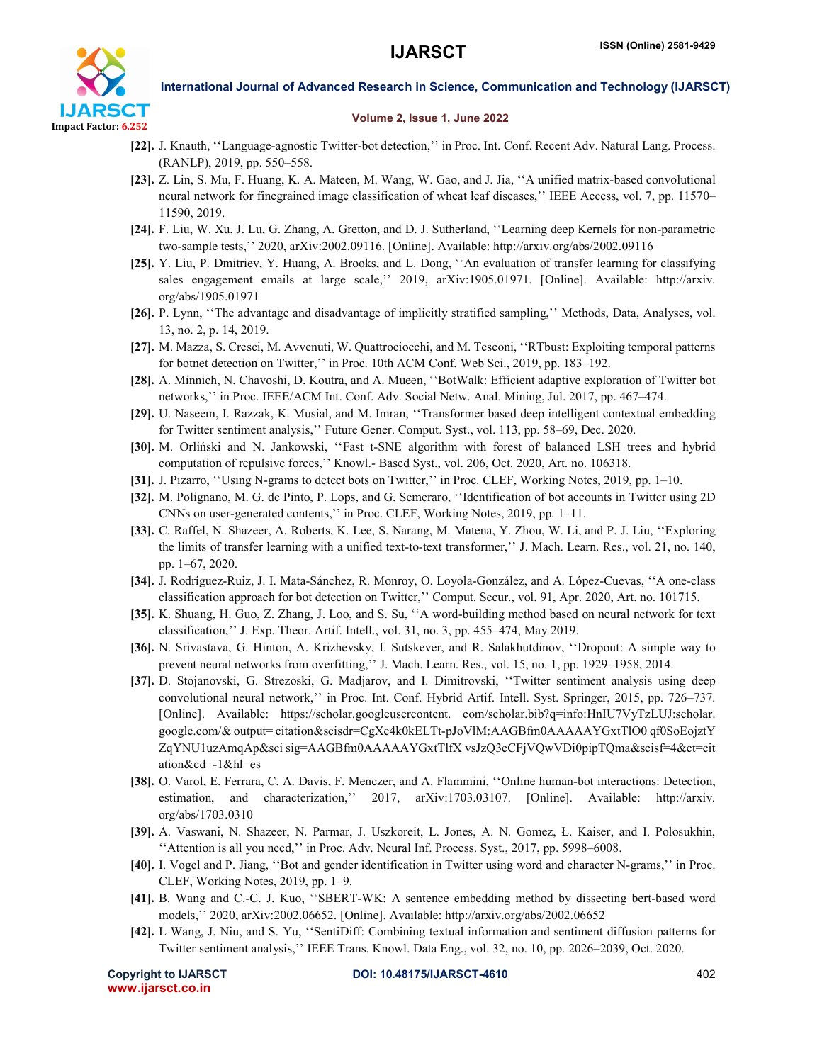[22]. J. Knauth, ''Language-agnostic Twitter-bot detection,'' in Proc. Int. Conf. Recent Adv. Natural Lang. Process. (RANLP), 2019, pp. 550–558.

[23]. Z. Lin, S. Mu, F. Huang, K. A. Mateen, M. Wang, W. Gao, and J. Jia, ''A unified matrix-based convolutional neural network for finegrained image classification of wheat leaf diseases,'' IEEE Access, vol. 7, pp. 11570–11590, 2019.

[24]. F. Liu, W. Xu, J. Lu, G. Zhang, A. Gretton, and D. J. Sutherland, ''Learning deep Kernels for non-parametric two-sample tests,'' 2020, arXiv:2002.09116. [Online]. Available: http://arxiv.org/abs/2002.09116

[25]. Y. Liu, P. Dmitriev, Y. Huang, A. Brooks, and L. Dong, ''An evaluation of transfer learning for classifying sales engagement emails at large scale,'' 2019, arXiv:1905.01971. [Online]. Available: http://arxiv.org/abs/1905.01971

[26]. P. Lynn, ''The advantage and disadvantage of implicitly stratified sampling,'' Methods, Data, Analyses, vol. 13, no. 2, p. 14, 2019.

[27]. M. Mazza, S. Cresci, M. Avvenuti, W. Quattrociocchi, and M. Tesconi, ''RTbust: Exploiting temporal patterns for botnet detection on Twitter,'' in Proc. 10th ACM Conf. Web Sci., 2019, pp. 183–192.

[28]. A. Minnich, N. Chavoshi, D. Koutra, and A. Mueen, ''BotWalk: Efficient adaptive exploration of Twitter bot networks,'' in Proc. IEEE/ACM Int. Conf. Adv. Social Netw. Anal. Mining, Jul. 2017, pp. 467–474.

[29]. U. Naseem, I. Razzak, K. Musial, and M. Imran, ''Transformer based deep intelligent contextual embedding for Twitter sentiment analysis,'' Future Gener. Comput. Syst., vol. 113, pp. 58–69, Dec. 2020.

[30]. M. Orliński and N. Jankowski, ''Fast t-SNE algorithm with forest of balanced LSH trees and hybrid computation of repulsive forces,'' Knowl.- Based Syst., vol. 206, Oct. 2020, Art. no. 106318.

[31]. J. Pizarro, ''Using N-grams to detect bots on Twitter,'' in Proc. CLEF, Working Notes, 2019, pp. 1–10.

[32]. M. Polignano, M. G. de Pinto, P. Lops, and G. Semeraro, ''Identification of bot accounts in Twitter using 2D CNNs on user-generated contents,'' in Proc. CLEF, Working Notes, 2019, pp. 1–11.

[33]. C. Raffel, N. Shazeer, A. Roberts, K. Lee, S. Narang, M. Matena, Y. Zhou, W. Li, and P. J. Liu, ''Exploring the limits of transfer learning with a unified text-to-text transformer,'' J. Mach. Learn. Res., vol. 21, no. 140, pp. 1–67, 2020.

[34]. J. Rodríguez-Ruiz, J. I. Mata-Sánchez, R. Monroy, O. Loyola-González, and A. López-Cuevas, ''A one-class classification approach for bot detection on Twitter,'' Comput. Secur., vol. 91, Apr. 2020, Art. no. 101715.

[35]. K. Shuang, H. Guo, Z. Zhang, J. Loo, and S. Su, ''A word-building method based on neural network for text classification,'' J. Exp. Theor. Artif. Intell., vol. 31, no. 3, pp. 455–474, May 2019.

[36]. N. Srivastava, G. Hinton, A. Krizhevsky, I. Sutskever, and R. Salakhutdinov, ''Dropout: A simple way to prevent neural networks from overfitting,'' J. Mach. Learn. Res., vol. 15, no. 1, pp. 1929–1958, 2014.

[37]. D. Stojanovski, G. Strezoski, G. Madjarov, and I. Dimitrovski, ''Twitter sentiment analysis using deep convolutional neural network,'' in Proc. Int. Conf. Hybrid Artif. Intell. Syst. Springer, 2015, pp. 726–737. [Online]. Available: https://scholar.googleusercontent. com/scholar.bib?q=info:HnIU7VyTzLUJ:scholar.google.com/& output= citation&scisdr=CgXc4k0kELTt-pJoVlM:AAGBfm0AAAAAYGxtTlO0 qf0SoEojztYZqYNU1uzAmqAp&sci sig=AAGBfm0AAAAAYGxtTlfX vsJzQ3eCFjVQwVDi0pipTQma&scisf=4&ct=citation&cd=-1&hl=es

[38]. O. Varol, E. Ferrara, C. A. Davis, F. Menczer, and A. Flammini, ''Online human-bot interactions: Detection, estimation, and characterization,'' 2017, arXiv:1703.03107. [Online]. Available: http://arxiv.org/abs/1703.0310

[39]. A. Vaswani, N. Shazeer, N. Parmar, J. Uszkoreit, L. Jones, A. N. Gomez, Ł. Kaiser, and I. Polosukhin, ''Attention is all you need,'' in Proc. Adv. Neural Inf. Process. Syst., 2017, pp. 5998–6008.

[40]. I. Vogel and P. Jiang, ''Bot and gender identification in Twitter using word and character N-grams,'' in Proc. CLEF, Working Notes, 2019, pp. 1–9.

[41]. B. Wang and C.-C. J. Kuo, ''SBERT-WK: A sentence embedding method by dissecting bert-based word models,'' 2020, arXiv:2002.06652. [Online]. Available: http://arxiv.org/abs/2002.06652

[42]. L Wang, J. Niu, and S. Yu, ''SentiDiff: Combining textual information and sentiment diffusion patterns for Twitter sentiment analysis,'' IEEE Trans. Knowl. Data Eng., vol. 32, no. 10, pp. 2026–2039, Oct. 2020.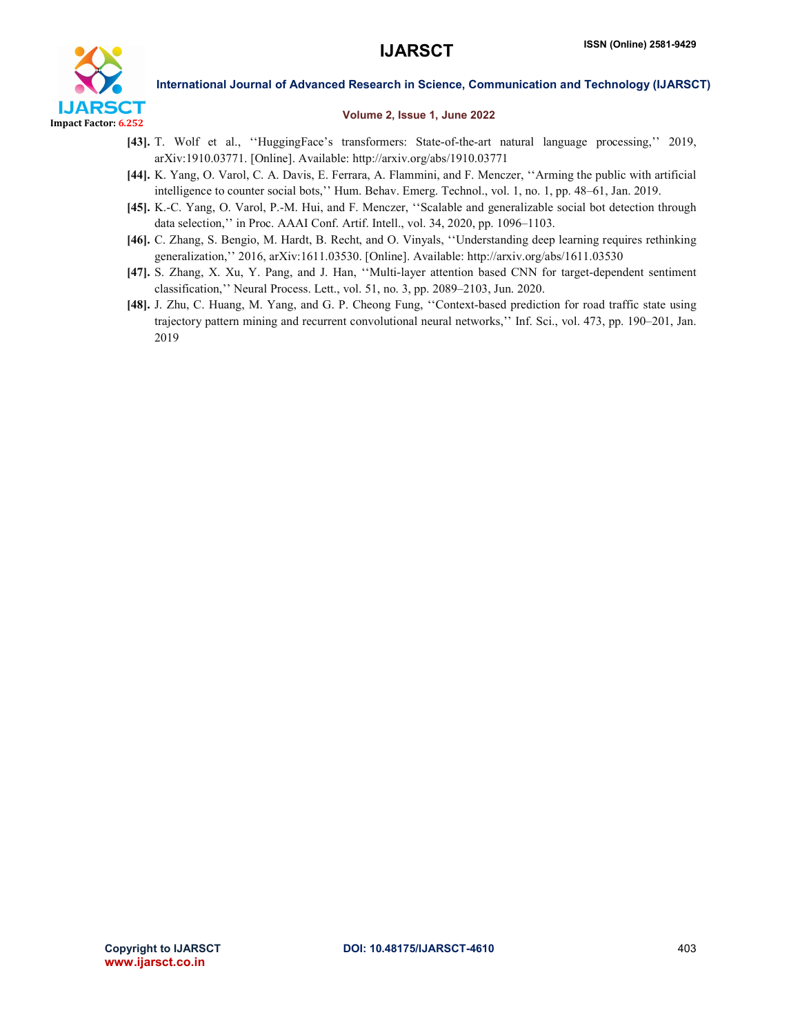[43]. T. Wolf et al., ''HuggingFace's transformers: State-of-the-art natural language processing,'' 2019, arXiv:1910.03771. [Online]. Available: http://arxiv.org/abs/1910.03771

[44]. K. Yang, O. Varol, C. A. Davis, E. Ferrara, A. Flammini, and F. Menczer, ''Arming the public with artificial intelligence to counter social bots,'' Hum. Behav. Emerg. Technol., vol. 1, no. 1, pp. 48–61, Jan. 2019.

[45]. K.-C. Yang, O. Varol, P.-M. Hui, and F. Menczer, ''Scalable and generalizable social bot detection through data selection,'' in Proc. AAAI Conf. Artif. Intell., vol. 34, 2020, pp. 1096–1103.

[46]. C. Zhang, S. Bengio, M. Hardt, B. Recht, and O. Vinyals, ''Understanding deep learning requires rethinking generalization,'' 2016, arXiv:1611.03530. [Online]. Available: http://arxiv.org/abs/1611.03530

[47]. S. Zhang, X. Xu, Y. Pang, and J. Han, ''Multi-layer attention based CNN for target-dependent sentiment classification,'' Neural Process. Lett., vol. 51, no. 3, pp. 2089–2103, Jun. 2020.

[48]. J. Zhu, C. Huang, M. Yang, and G. P. Cheong Fung, ''Context-based prediction for road traffic state using trajectory pattern mining and recurrent convolutional neural networks,'' Inf. Sci., vol. 473, pp. 190–201, Jan. 2019